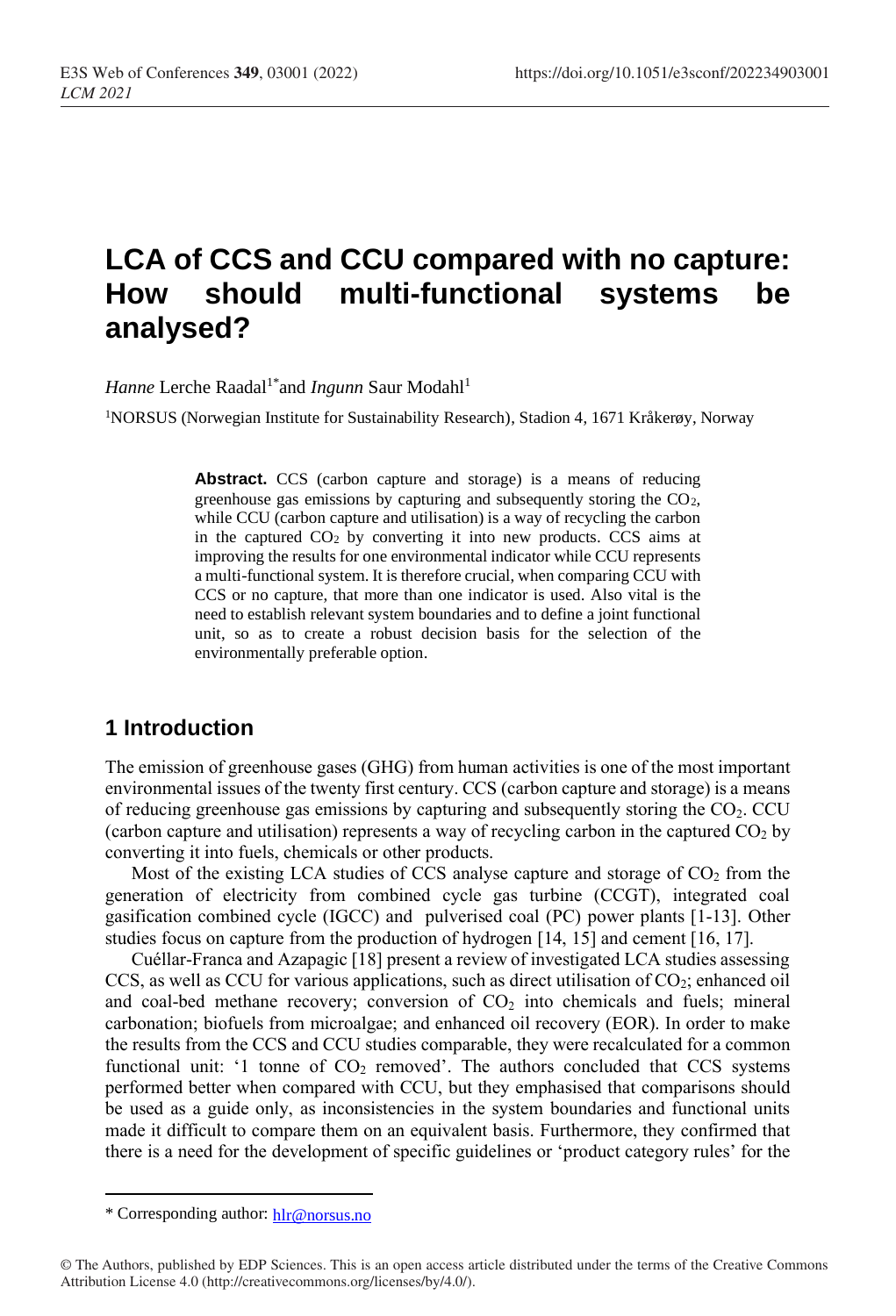# LCA of CCS and CCU compared with no capture: How should multi-functional systems be analysed?

*Hanne* Lerche Raadal[1*] and *Ingunn* Saur Modahl[1]

[1]NORSUS (Norwegian Institute for Sustainability Research), Stadion 4, 1671 Kråkerøy, Norway

> **Abstract.** CCS (carbon capture and storage) is a means of reducing greenhouse gas emissions by capturing and subsequently storing the $CO_2$, while CCU (carbon capture and utilisation) is a way of recycling the carbon in the captured $CO_2$ by converting it into new products. CCS aims at improving the results for one environmental indicator while CCU represents a multi-functional system. It is therefore crucial, when comparing CCU with CCS or no capture, that more than one indicator is used. Also vital is the need to establish relevant system boundaries and to define a joint functional unit, so as to create a robust decision basis for the selection of the environmentally preferable option.

## 1 Introduction

The emission of greenhouse gases (GHG) from human activities is one of the most important environmental issues of the twenty first century. CCS (carbon capture and storage) is a means of reducing greenhouse gas emissions by capturing and subsequently storing the $CO_2$. CCU (carbon capture and utilisation) represents a way of recycling carbon in the captured $CO_2$ by converting it into fuels, chemicals or other products.

Most of the existing LCA studies of CCS analyse capture and storage of $CO_2$ from the generation of electricity from combined cycle gas turbine (CCGT), integrated coal gasification combined cycle (IGCC) and pulverised coal (PC) power plants [1-13]. Other studies focus on capture from the production of hydrogen [14, 15] and cement [16, 17].

Cuéllar-Franca and Azapagic [18] present a review of investigated LCA studies assessing CCS, as well as CCU for various applications, such as direct utilisation of $CO_2$; enhanced oil and coal-bed methane recovery; conversion of $CO_2$ into chemicals and fuels; mineral carbonation; biofuels from microalgae; and enhanced oil recovery (EOR). In order to make the results from the CCS and CCU studies comparable, they were recalculated for a common functional unit: '1 tonne of $CO_2$ removed'. The authors concluded that CCS systems performed better when compared with CCU, but they emphasised that comparisons should be used as a guide only, as inconsistencies in the system boundaries and functional units made it difficult to compare them on an equivalent basis. Furthermore, they confirmed that there is a need for the development of specific guidelines or 'product category rules' for the

---

* Corresponding author: hlr@norsus.no

© The Authors, published by EDP Sciences. This is an open access article distributed under the terms of the Creative Commons Attribution License 4.0 (http://creativecommons.org/licenses/by/4.0/).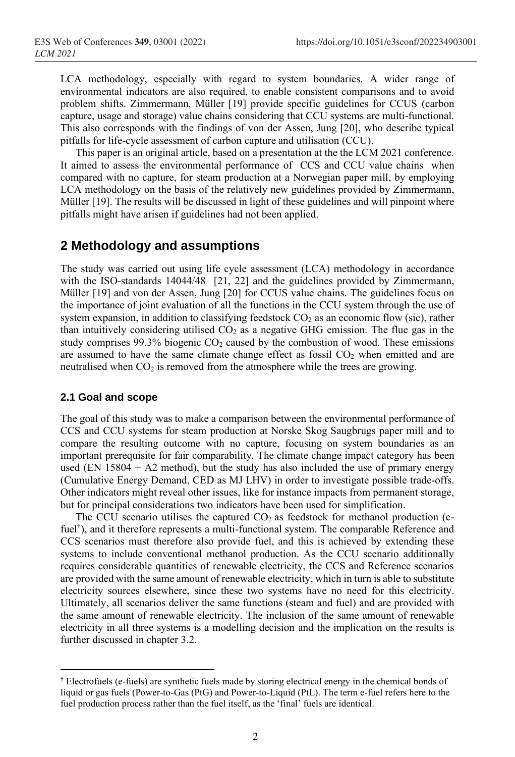LCA methodology, especially with regard to system boundaries. A wider range of environmental indicators are also required, to enable consistent comparisons and to avoid problem shifts. Zimmermann, Müller [19] provide specific guidelines for CCUS (carbon capture, usage and storage) value chains considering that CCU systems are multi-functional. This also corresponds with the findings of von der Assen, Jung [20], who describe typical pitfalls for life-cycle assessment of carbon capture and utilisation (CCU).

This paper is an original article, based on a presentation at the the LCM 2021 conference. It aimed to assess the environmental performance of CCS and CCU value chains when compared with no capture, for steam production at a Norwegian paper mill, by employing LCA methodology on the basis of the relatively new guidelines provided by Zimmermann, Müller [19]. The results will be discussed in light of these guidelines and will pinpoint where pitfalls might have arisen if guidelines had not been applied.

## 2 Methodology and assumptions

The study was carried out using life cycle assessment (LCA) methodology in accordance with the ISO-standards 14044/48 [21, 22] and the guidelines provided by Zimmermann, Müller [19] and von der Assen, Jung [20] for CCUS value chains. The guidelines focus on the importance of joint evaluation of all the functions in the CCU system through the use of system expansion, in addition to classifying feedstock $CO_2$ as an economic flow (sic), rather than intuitively considering utilised $CO_2$ as a negative GHG emission. The flue gas in the study comprises 99.3% biogenic $CO_2$ caused by the combustion of wood. These emissions are assumed to have the same climate change effect as fossil $CO_2$ when emitted and are neutralised when $CO_2$ is removed from the atmosphere while the trees are growing.

### 2.1 Goal and scope

The goal of this study was to make a comparison between the environmental performance of CCS and CCU systems for steam production at Norske Skog Saugbrugs paper mill and to compare the resulting outcome with no capture, focusing on system boundaries as an important prerequisite for fair comparability. The climate change impact category has been used (EN 15804 + A2 method), but the study has also included the use of primary energy (Cumulative Energy Demand, CED as MJ LHV) in order to investigate possible trade-offs. Other indicators might reveal other issues, like for instance impacts from permanent storage, but for principal considerations two indicators have been used for simplification.

The CCU scenario utilises the captured $CO_2$ as feedstock for methanol production (e-fuel[†]), and it therefore represents a multi-functional system. The comparable Reference and CCS scenarios must therefore also provide fuel, and this is achieved by extending these systems to include conventional methanol production. As the CCU scenario additionally requires considerable quantities of renewable electricity, the CCS and Reference scenarios are provided with the same amount of renewable electricity, which in turn is able to substitute electricity sources elsewhere, since these two systems have no need for this electricity. Ultimately, all scenarios deliver the same functions (steam and fuel) and are provided with the same amount of renewable electricity. The inclusion of the same amount of renewable electricity in all three systems is a modelling decision and the implication on the results is further discussed in chapter 3.2.

[†] Electrofuels (e-fuels) are synthetic fuels made by storing electrical energy in the chemical bonds of liquid or gas fuels (Power-to-Gas (PtG) and Power-to-Liquid (PtL). The term e-fuel refers here to the fuel production process rather than the fuel itself, as the 'final' fuels are identical.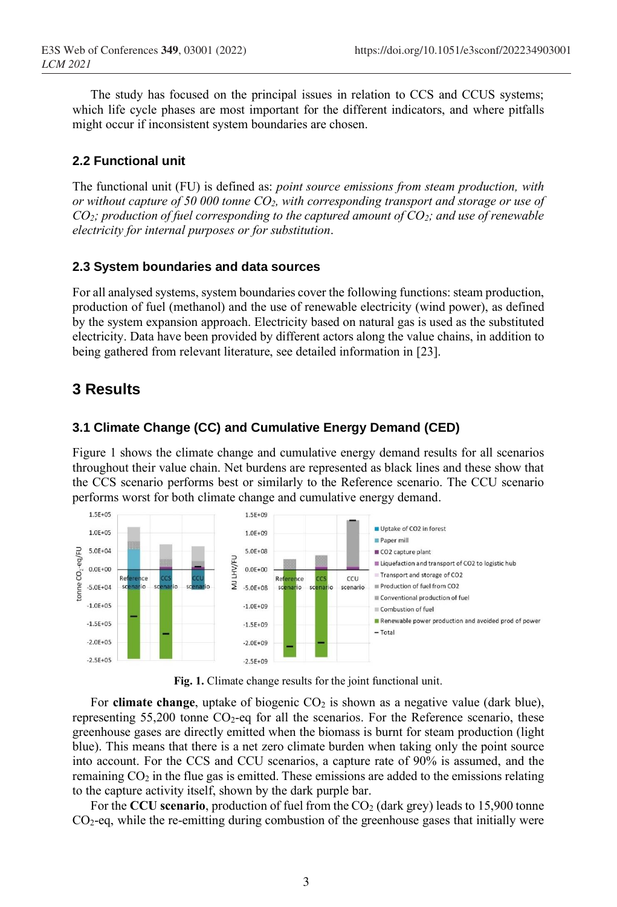The study has focused on the principal issues in relation to CCS and CCUS systems; which life cycle phases are most important for the different indicators, and where pitfalls might occur if inconsistent system boundaries are chosen.

### 2.2 Functional unit

The functional unit (FU) is defined as: *point source emissions from steam production, with or without capture of 50 000 tonne $CO_2$, with corresponding transport and storage or use of $CO_2$; production of fuel corresponding to the captured amount of $CO_2$; and use of renewable electricity for internal purposes or for substitution*.

### 2.3 System boundaries and data sources

For all analysed systems, system boundaries cover the following functions: steam production, production of fuel (methanol) and the use of renewable electricity (wind power), as defined by the system expansion approach. Electricity based on natural gas is used as the substituted electricity. Data have been provided by different actors along the value chains, in addition to being gathered from relevant literature, see detailed information in [23].

## 3 Results

### 3.1 Climate Change (CC) and Cumulative Energy Demand (CED)

Figure 1 shows the climate change and cumulative energy demand results for all scenarios throughout their value chain. Net burdens are represented as black lines and these show that the CCS scenario performs best or similarly to the Reference scenario. The CCU scenario performs worst for both climate change and cumulative energy demand.

**Fig. 1.** Climate change results for the joint functional unit.

For **climate change**, uptake of biogenic $CO_2$ is shown as a negative value (dark blue), representing 55,200 tonne $CO_2$-eq for all the scenarios. For the Reference scenario, these greenhouse gases are directly emitted when the biomass is burnt for steam production (light blue). This means that there is a net zero climate burden when taking only the point source into account. For the CCS and CCU scenarios, a capture rate of 90% is assumed, and the remaining $CO_2$ in the flue gas is emitted. These emissions are added to the emissions relating to the capture activity itself, shown by the dark purple bar.

For the **CCU scenario**, production of fuel from the $CO_2$ (dark grey) leads to 15,900 tonne $CO_2$-eq, while the re-emitting during combustion of the greenhouse gases that initially were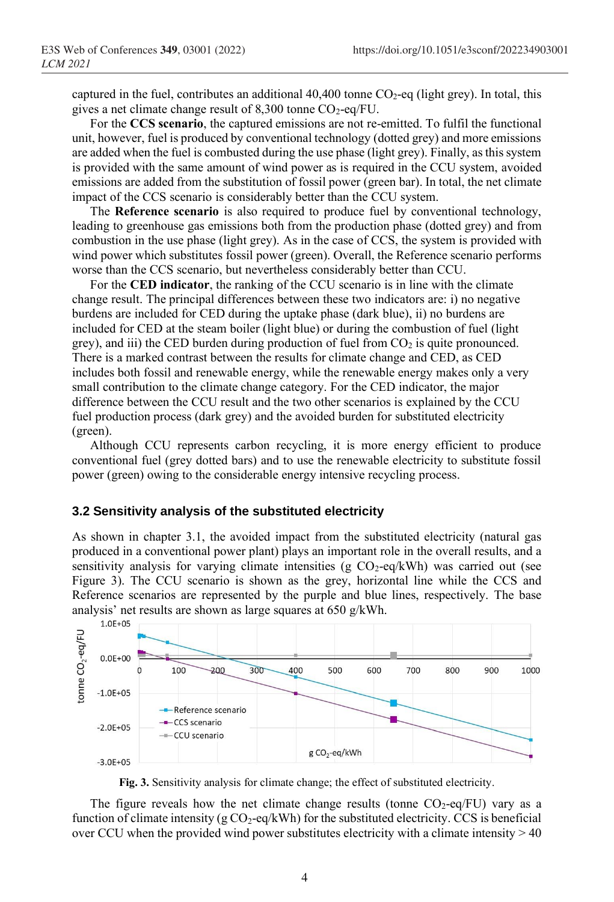captured in the fuel, contributes an additional 40,400 tonne $CO_2$-eq (light grey). In total, this gives a net climate change result of 8,300 tonne $CO_2$-eq/FU.

For the **CCS scenario**, the captured emissions are not re-emitted. To fulfil the functional unit, however, fuel is produced by conventional technology (dotted grey) and more emissions are added when the fuel is combusted during the use phase (light grey). Finally, as this system is provided with the same amount of wind power as is required in the CCU system, avoided emissions are added from the substitution of fossil power (green bar). In total, the net climate impact of the CCS scenario is considerably better than the CCU system.

The **Reference scenario** is also required to produce fuel by conventional technology, leading to greenhouse gas emissions both from the production phase (dotted grey) and from combustion in the use phase (light grey). As in the case of CCS, the system is provided with wind power which substitutes fossil power (green). Overall, the Reference scenario performs worse than the CCS scenario, but nevertheless considerably better than CCU.

For the **CED indicator**, the ranking of the CCU scenario is in line with the climate change result. The principal differences between these two indicators are: i) no negative burdens are included for CED during the uptake phase (dark blue), ii) no burdens are included for CED at the steam boiler (light blue) or during the combustion of fuel (light grey), and iii) the CED burden during production of fuel from $CO_2$ is quite pronounced. There is a marked contrast between the results for climate change and CED, as CED includes both fossil and renewable energy, while the renewable energy makes only a very small contribution to the climate change category. For the CED indicator, the major difference between the CCU result and the two other scenarios is explained by the CCU fuel production process (dark grey) and the avoided burden for substituted electricity (green).

Although CCU represents carbon recycling, it is more energy efficient to produce conventional fuel (grey dotted bars) and to use the renewable electricity to substitute fossil power (green) owing to the considerable energy intensive recycling process.

### 3.2 Sensitivity analysis of the substituted electricity

As shown in chapter 3.1, the avoided impact from the substituted electricity (natural gas produced in a conventional power plant) plays an important role in the overall results, and a sensitivity analysis for varying climate intensities (g $CO_2$-eq/kWh) was carried out (see Figure 3). The CCU scenario is shown as the grey, horizontal line while the CCS and Reference scenarios are represented by the purple and blue lines, respectively. The base analysis' net results are shown as large squares at 650 g/kWh.

**Fig. 3.** Sensitivity analysis for climate change; the effect of substituted electricity.

The figure reveals how the net climate change results (tonne $CO_2$-eq/FU) vary as a function of climate intensity (g $CO_2$-eq/kWh) for the substituted electricity. CCS is beneficial over CCU when the provided wind power substitutes electricity with a climate intensity > 40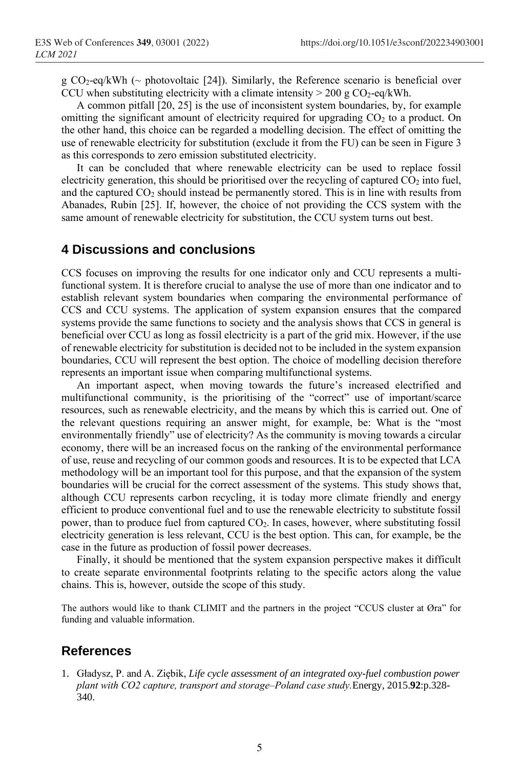g $CO_2$-eq/kWh (~ photovoltaic [24]). Similarly, the Reference scenario is beneficial over CCU when substituting electricity with a climate intensity > 200 g $CO_2$-eq/kWh.

A common pitfall [20, 25] is the use of inconsistent system boundaries, by, for example omitting the significant amount of electricity required for upgrading $CO_2$ to a product. On the other hand, this choice can be regarded a modelling decision. The effect of omitting the use of renewable electricity for substitution (exclude it from the FU) can be seen in Figure 3 as this corresponds to zero emission substituted electricity.

It can be concluded that where renewable electricity can be used to replace fossil electricity generation, this should be prioritised over the recycling of captured $CO_2$ into fuel, and the captured $CO_2$ should instead be permanently stored. This is in line with results from Abanades, Rubin [25]. If, however, the choice of not providing the CCS system with the same amount of renewable electricity for substitution, the CCU system turns out best.

## 4 Discussions and conclusions

CCS focuses on improving the results for one indicator only and CCU represents a multi-functional system. It is therefore crucial to analyse the use of more than one indicator and to establish relevant system boundaries when comparing the environmental performance of CCS and CCU systems. The application of system expansion ensures that the compared systems provide the same functions to society and the analysis shows that CCS in general is beneficial over CCU as long as fossil electricity is a part of the grid mix. However, if the use of renewable electricity for substitution is decided not to be included in the system expansion boundaries, CCU will represent the best option. The choice of modelling decision therefore represents an important issue when comparing multifunctional systems.

An important aspect, when moving towards the future's increased electrified and multifunctional community, is the prioritising of the "correct" use of important/scarce resources, such as renewable electricity, and the means by which this is carried out. One of the relevant questions requiring an answer might, for example, be: What is the "most environmentally friendly" use of electricity? As the community is moving towards a circular economy, there will be an increased focus on the ranking of the environmental performance of use, reuse and recycling of our common goods and resources. It is to be expected that LCA methodology will be an important tool for this purpose, and that the expansion of the system boundaries will be crucial for the correct assessment of the systems. This study shows that, although CCU represents carbon recycling, it is today more climate friendly and energy efficient to produce conventional fuel and to use the renewable electricity to substitute fossil power, than to produce fuel from captured $CO_2$. In cases, however, where substituting fossil electricity generation is less relevant, CCU is the best option. This can, for example, be the case in the future as production of fossil power decreases.

Finally, it should be mentioned that the system expansion perspective makes it difficult to create separate environmental footprints relating to the specific actors along the value chains. This is, however, outside the scope of this study.

The authors would like to thank CLIMIT and the partners in the project "CCUS cluster at Øra" for funding and valuable information.

## References

1. Gładysz, P. and A. Ziębik, *Life cycle assessment of an integrated oxy-fuel combustion power plant with CO2 capture, transport and storage–Poland case study.* Energy, 2015.**92**:p.328-340.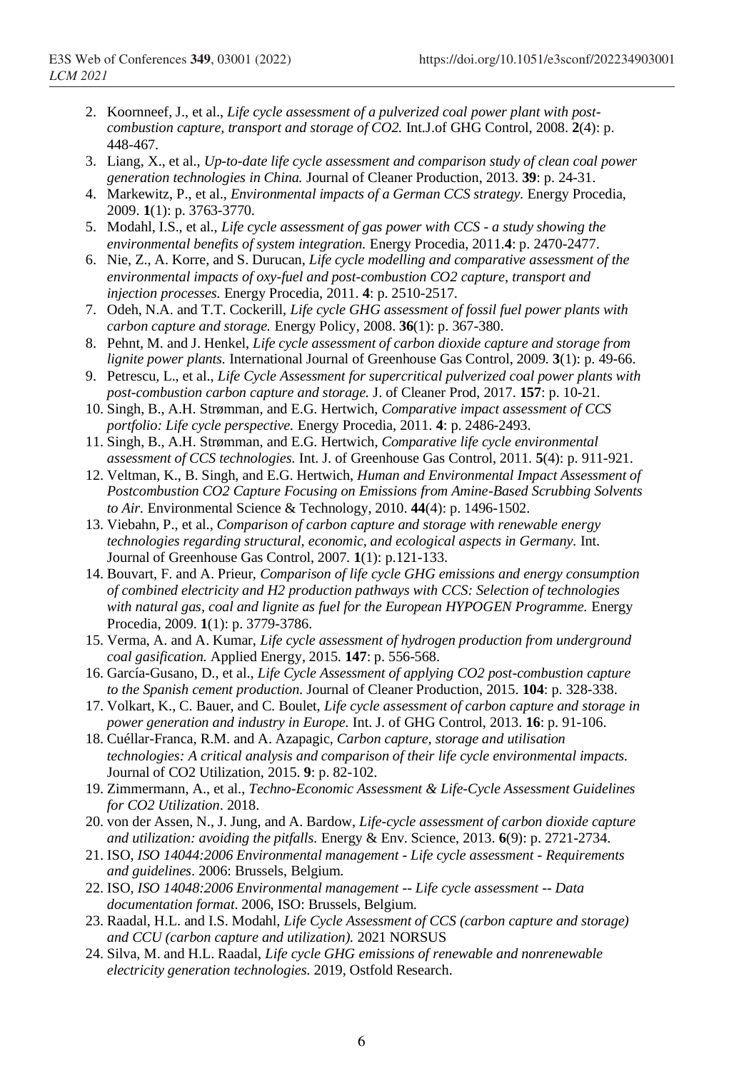2. Koornneef, J., et al., *Life cycle assessment of a pulverized coal power plant with post-combustion capture, transport and storage of CO2.* Int.J.of GHG Control, 2008. **2**(4): p. 448-467.
3. Liang, X., et al., *Up-to-date life cycle assessment and comparison study of clean coal power generation technologies in China.* Journal of Cleaner Production, 2013. **39**: p. 24-31.
4. Markewitz, P., et al., *Environmental impacts of a German CCS strategy.* Energy Procedia, 2009. **1**(1): p. 3763-3770.
5. Modahl, I.S., et al., *Life cycle assessment of gas power with CCS - a study showing the environmental benefits of system integration.* Energy Procedia, 2011.**4**: p. 2470-2477.
6. Nie, Z., A. Korre, and S. Durucan, *Life cycle modelling and comparative assessment of the environmental impacts of oxy-fuel and post-combustion CO2 capture, transport and injection processes.* Energy Procedia, 2011. **4**: p. 2510-2517.
7. Odeh, N.A. and T.T. Cockerill, *Life cycle GHG assessment of fossil fuel power plants with carbon capture and storage.* Energy Policy, 2008. **36**(1): p. 367-380.
8. Pehnt, M. and J. Henkel, *Life cycle assessment of carbon dioxide capture and storage from lignite power plants.* International Journal of Greenhouse Gas Control, 2009. **3**(1): p. 49-66.
9. Petrescu, L., et al., *Life Cycle Assessment for supercritical pulverized coal power plants with post-combustion carbon capture and storage.* J. of Cleaner Prod, 2017. **157**: p. 10-21.
10. Singh, B., A.H. Strømman, and E.G. Hertwich, *Comparative impact assessment of CCS portfolio: Life cycle perspective.* Energy Procedia, 2011. **4**: p. 2486-2493.
11. Singh, B., A.H. Strømman, and E.G. Hertwich, *Comparative life cycle environmental assessment of CCS technologies.* Int. J. of Greenhouse Gas Control, 2011. **5**(4): p. 911-921.
12. Veltman, K., B. Singh, and E.G. Hertwich, *Human and Environmental Impact Assessment of Postcombustion CO2 Capture Focusing on Emissions from Amine-Based Scrubbing Solvents to Air.* Environmental Science & Technology, 2010. **44**(4): p. 1496-1502.
13. Viebahn, P., et al., *Comparison of carbon capture and storage with renewable energy technologies regarding structural, economic, and ecological aspects in Germany.* Int. Journal of Greenhouse Gas Control, 2007. **1**(1): p.121-133.
14. Bouvart, F. and A. Prieur, *Comparison of life cycle GHG emissions and energy consumption of combined electricity and H2 production pathways with CCS: Selection of technologies with natural gas, coal and lignite as fuel for the European HYPOGEN Programme.* Energy Procedia, 2009. **1**(1): p. 3779-3786.
15. Verma, A. and A. Kumar, *Life cycle assessment of hydrogen production from underground coal gasification.* Applied Energy, 2015. **147**: p. 556-568.
16. García-Gusano, D., et al., *Life Cycle Assessment of applying CO2 post-combustion capture to the Spanish cement production.* Journal of Cleaner Production, 2015. **104**: p. 328-338.
17. Volkart, K., C. Bauer, and C. Boulet, *Life cycle assessment of carbon capture and storage in power generation and industry in Europe.* Int. J. of GHG Control, 2013. **16**: p. 91-106.
18. Cuéllar-Franca, R.M. and A. Azapagic, *Carbon capture, storage and utilisation technologies: A critical analysis and comparison of their life cycle environmental impacts.* Journal of CO2 Utilization, 2015. **9**: p. 82-102.
19. Zimmermann, A., et al., *Techno-Economic Assessment & Life-Cycle Assessment Guidelines for CO2 Utilization*. 2018.
20. von der Assen, N., J. Jung, and A. Bardow, *Life-cycle assessment of carbon dioxide capture and utilization: avoiding the pitfalls.* Energy & Env. Science, 2013. **6**(9): p. 2721-2734.
21. ISO, *ISO 14044:2006 Environmental management - Life cycle assessment - Requirements and guidelines*. 2006: Brussels, Belgium.
22. ISO, *ISO 14048:2006 Environmental management -- Life cycle assessment -- Data documentation format*. 2006, ISO: Brussels, Belgium.
23. Raadal, H.L. and I.S. Modahl, *Life Cycle Assessment of CCS (carbon capture and storage) and CCU (carbon capture and utilization).* 2021 NORSUS
24. Silva, M. and H.L. Raadal, *Life cycle GHG emissions of renewable and nonrenewable electricity generation technologies.* 2019, Ostfold Research.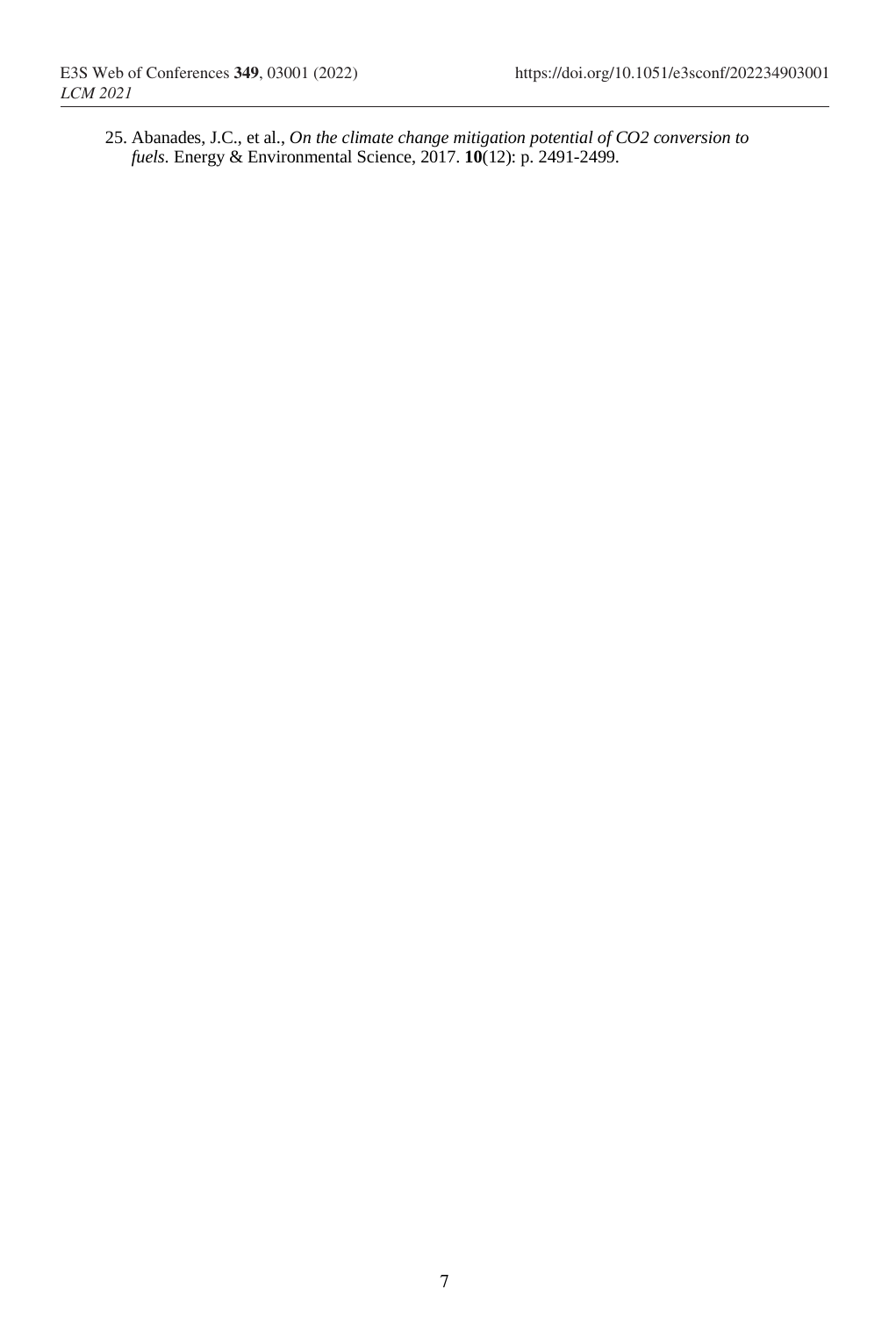25. Abanades, J.C., et al., *On the climate change mitigation potential of CO2 conversion to fuels*. Energy & Environmental Science, 2017. **10**(12): p. 2491-2499.